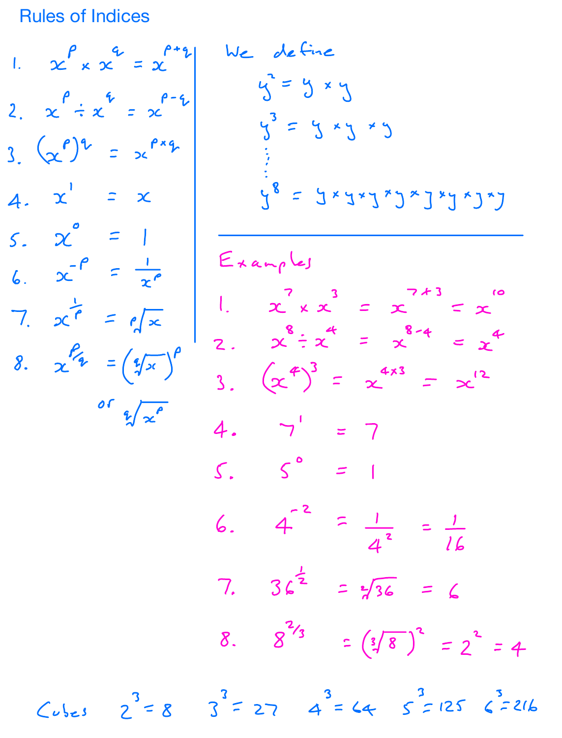# Rules of Indices

1. $x^p \times x^q = x^{p+q}$
2. $x^p \div x^q = x^{p-q}$
3. $(x^p)^q = x^{p \times q}$
4. $x^1 = x$
5. $x^0 = 1$
6. $x^{-p} = \frac{1}{x^p}$
7. $x^{\frac{1}{p}} = \sqrt[p]{x}$
8. $x^{p/q} = \left(\sqrt[q]{x}\right)^p$

   or $\sqrt[q]{x^p}$

We define

$y^2 = y \times y$

$y^3 = y \times y \times y$

$\vdots$

$y^8 = y \times y \times y \times y \times y \times y \times y \times y$

---

Examples

1. $x^7 \times x^3 = x^{7+3} = x^{10}$
2. $x^8 \div x^4 = x^{8-4} = x^4$
3. $(x^4)^3 = x^{4 \times 3} = x^{12}$
4. $7^1 = 7$
5. $5^0 = 1$
6. $4^{-2} = \frac{1}{4^2} = \frac{1}{16}$
7. $36^{\frac{1}{2}} = \sqrt[2]{36} = 6$
8. $8^{2/3} = \left(\sqrt[3]{8}\right)^2 = 2^2 = 4$

Cubes $2^3 = 8$ $3^3 = 27$ $4^3 = 64$ $5^3 = 125$ $6^3 = 216$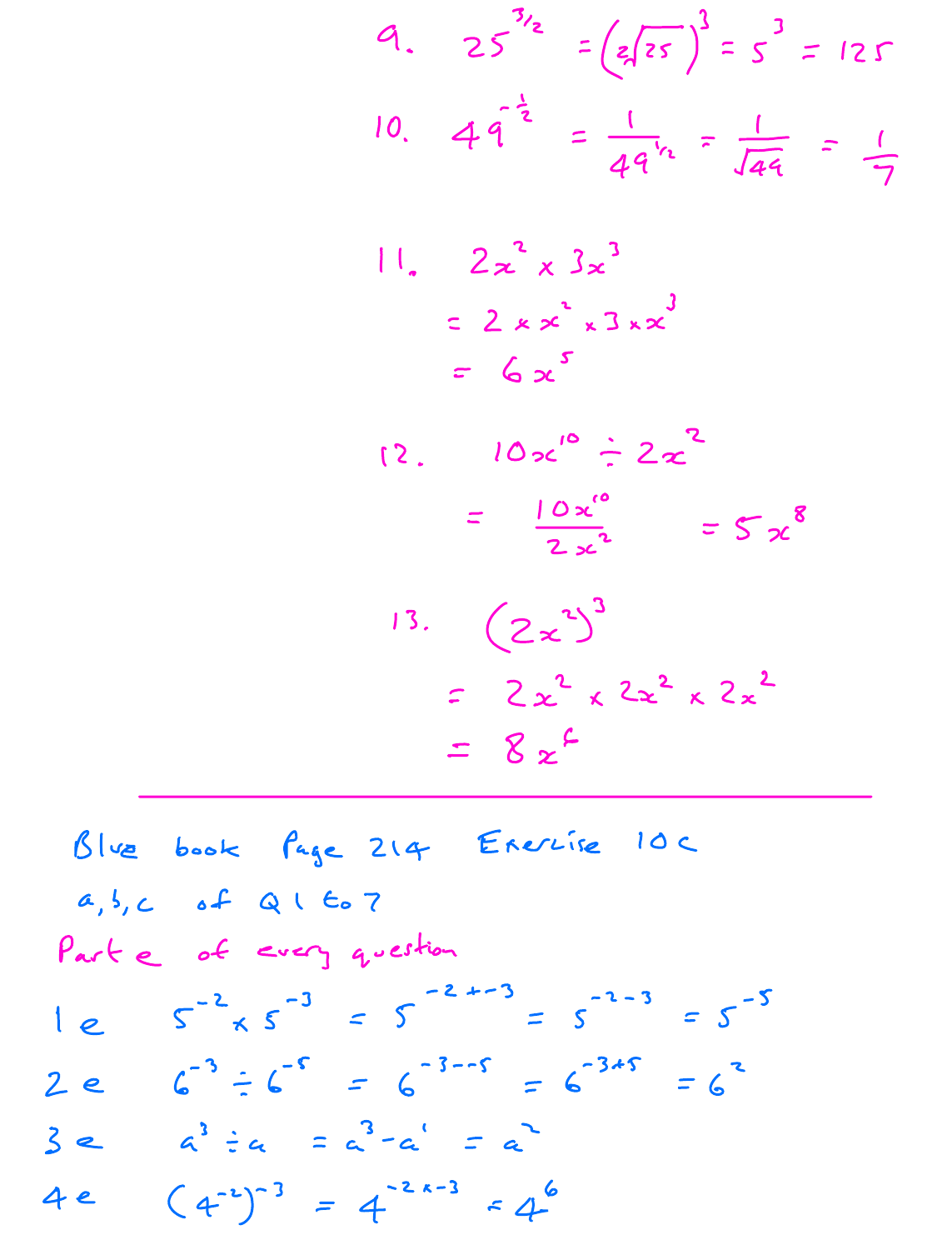9. $25^{3/2} = \left(\sqrt[2]{25}\right)^3 = 5^3 = 125$

10. $49^{-\frac{1}{2}} = \frac{1}{49^{1/2}} = \frac{1}{\sqrt{49}} = \frac{1}{7}$

11. $2x^2 \times 3x^3$

$= 2 \times x^2 \times 3 \times x^3$

$= 6x^5$

12. $10x^{10} \div 2x^2$

$= \frac{10x^{10}}{2x^2} = 5x^8$

13. $(2x^2)^3$

$= 2x^2 \times 2x^2 \times 2x^2$

$= 8x^6$

---

Blue book Page 214 Exercise 10c

a, b, c of Q 1 to 7

Part e of every question

1e $5^{-2} \times 5^{-3} = 5^{-2+-3} = 5^{-2-3} = 5^{-5}$

2e $6^{-3} \div 6^{-5} = 6^{-3--5} = 6^{-3+5} = 6^2$

3e $a^3 \div a = a^{3-1} = a^2$

4e $(4^{-2})^{-3} = 4^{-2 \times -3} = 4^6$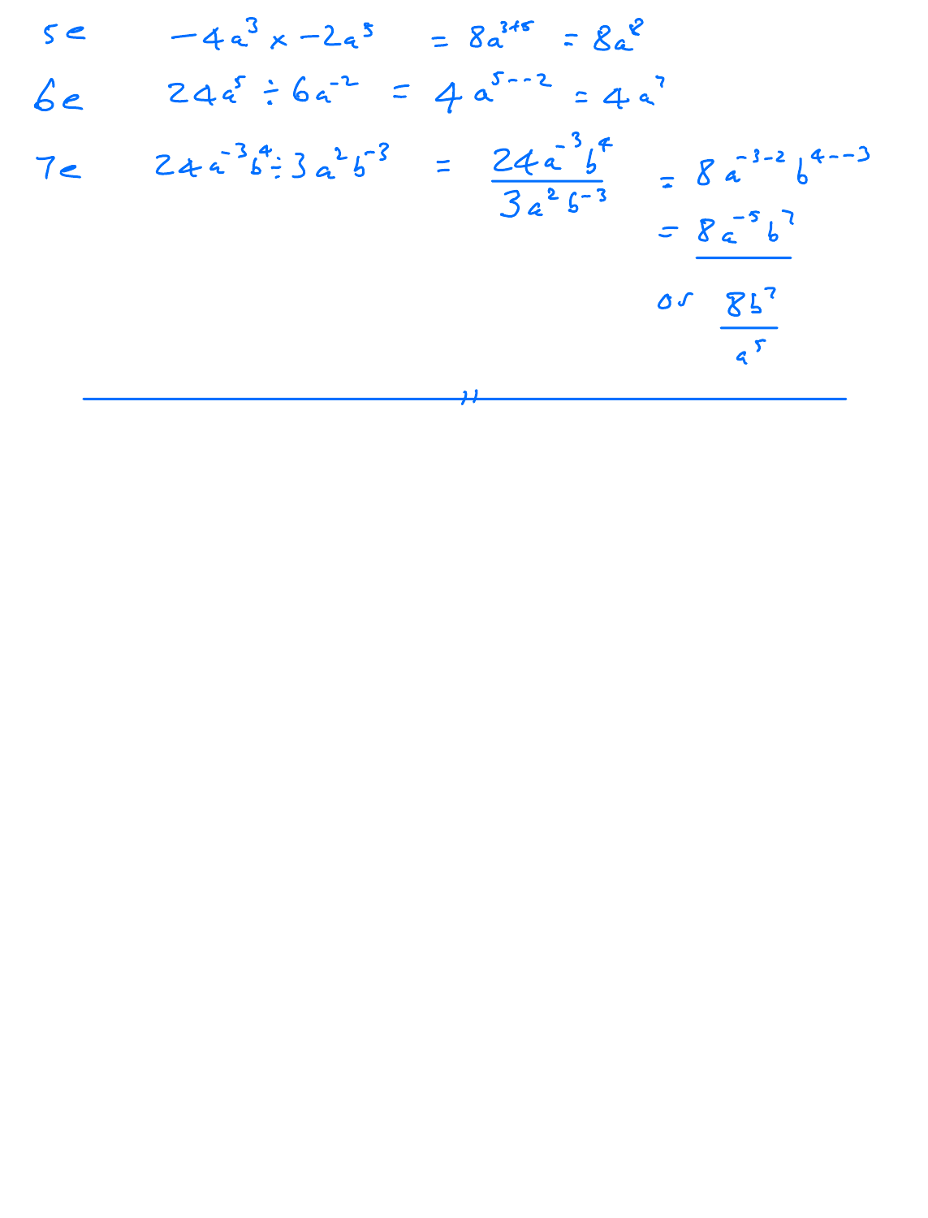5e $-4a^3 \times -2a^5 = 8a^{3+5} = 8a^8$

6e $24a^5 \div 6a^{-2} = 4a^{5--2} = 4a^7$

7e $24a^{-3}b^4 \div 3a^2b^{-3} = \dfrac{24a^{-3}b^4}{3a^2b^{-3}} = 8a^{-3-2}b^{4--3}$

$= \underline{8a^{-5}b^7}$

or $\dfrac{8b^7}{a^5}$

---